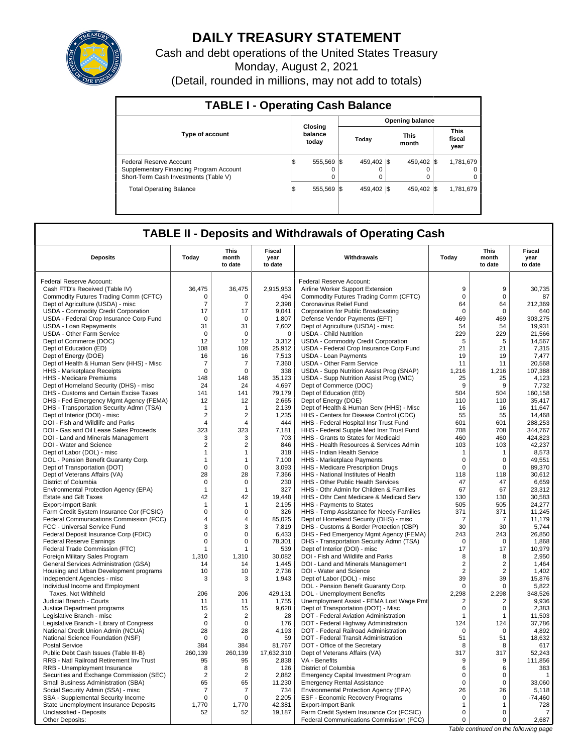# DAILY TREASURY STATEMENT

Cash and debt operations of the United States Treasury

Monday, August 2, 2021

(Detail, rounded in millions, may not add to totals)

## TABLE I - Operating Cash Balance

| Type of account | Closing balance today | Opening balance Today | Opening balance This month | Opening balance This fiscal year |
|---|---|---|---|---|
| Federal Reserve Account | $ 555,569 | $ 459,402 | $ 459,402 | $ 1,781,679 |
| Supplementary Financing Program Account | 0 | 0 | 0 | 0 |
| Short-Term Cash Investments (Table V) | 0 | 0 | 0 | 0 |
| Total Operating Balance | $ 555,569 | $ 459,402 | $ 459,402 | $ 1,781,679 |

## TABLE II - Deposits and Withdrawals of Operating Cash

| Deposits | Today | This month to date | Fiscal year to date | Withdrawals | Today | This month to date | Fiscal year to date |
|---|---|---|---|---|---|---|---|
| Federal Reserve Account: | | | | Federal Reserve Account: | | | |
| Cash FTD's Received (Table IV) | 36,475 | 36,475 | 2,915,953 | Airline Worker Support Extension | 9 | 9 | 30,735 |
| Commodity Futures Trading Comm (CFTC) | 0 | 0 | 494 | Commodity Futures Trading Comm (CFTC) | 0 | 0 | 87 |
| Dept of Agriculture (USDA) - misc | 7 | 7 | 2,398 | Coronavirus Relief Fund | 64 | 64 | 212,369 |
| USDA - Commodity Credit Corporation | 17 | 17 | 9,041 | Corporation for Public Broadcasting | 0 | 0 | 640 |
| USDA - Federal Crop Insurance Corp Fund | 0 | 0 | 1,807 | Defense Vendor Payments (EFT) | 469 | 469 | 303,275 |
| USDA - Loan Repayments | 31 | 31 | 7,602 | Dept of Agriculture (USDA) - misc | 54 | 54 | 19,931 |
| USDA - Other Farm Service | 0 | 0 | 0 | USDA - Child Nutrition | 229 | 229 | 21,566 |
| Dept of Commerce (DOC) | 12 | 12 | 3,312 | USDA - Commodity Credit Corporation | 5 | 5 | 14,567 |
| Dept of Education (ED) | 108 | 108 | 25,912 | USDA - Federal Crop Insurance Corp Fund | 21 | 21 | 7,315 |
| Dept of Energy (DOE) | 16 | 16 | 7,513 | USDA - Loan Payments | 19 | 19 | 7,477 |
| Dept of Health & Human Serv (HHS) - Misc | 7 | 7 | 7,360 | USDA - Other Farm Service | 11 | 11 | 20,568 |
| HHS - Marketplace Receipts | 0 | 0 | 338 | USDA - Supp Nutrition Assist Prog (SNAP) | 1,216 | 1,216 | 107,388 |
| HHS - Medicare Premiums | 148 | 148 | 35,123 | USDA - Supp Nutrition Assist Prog (WIC) | 25 | 25 | 4,123 |
| Dept of Homeland Security (DHS) - misc | 24 | 24 | 4,697 | Dept of Commerce (DOC) | 9 | 9 | 7,732 |
| DHS - Customs and Certain Excise Taxes | 141 | 141 | 79,179 | Dept of Education (ED) | 504 | 504 | 160,158 |
| DHS - Fed Emergency Mgmt Agency (FEMA) | 12 | 12 | 2,665 | Dept of Energy (DOE) | 110 | 110 | 35,417 |
| DHS - Transportation Security Admn (TSA) | 1 | 1 | 2,139 | Dept of Health & Human Serv (HHS) - Misc | 16 | 16 | 11,647 |
| Dept of Interior (DOI) - misc | 2 | 2 | 1,235 | HHS - Centers for Disease Control (CDC) | 55 | 55 | 14,468 |
| DOI - Fish and Wildlife and Parks | 4 | 4 | 444 | HHS - Federal Hospital Insr Trust Fund | 601 | 601 | 288,253 |
| DOI - Gas and Oil Lease Sales Proceeds | 323 | 323 | 7,181 | HHS - Federal Supple Med Insr Trust Fund | 708 | 708 | 344,767 |
| DOI - Land and Minerals Management | 3 | 3 | 703 | HHS - Grants to States for Medicaid | 460 | 460 | 424,823 |
| DOI - Water and Science | 2 | 2 | 846 | HHS - Health Resources & Services Admin | 103 | 103 | 42,237 |
| Dept of Labor (DOL) - misc | 1 | 1 | 318 | HHS - Indian Health Service | 1 | 1 | 8,573 |
| DOL - Pension Benefit Guaranty Corp. | 1 | 1 | 7,100 | HHS - Marketplace Payments | 0 | 0 | 49,551 |
| Dept of Transportation (DOT) | 0 | 0 | 3,093 | HHS - Medicare Prescription Drugs | 0 | 0 | 89,370 |
| Dept of Veterans Affairs (VA) | 28 | 28 | 7,366 | HHS - National Institutes of Health | 118 | 118 | 30,612 |
| District of Columbia | 0 | 0 | 230 | HHS - Other Public Health Services | 47 | 47 | 6,659 |
| Environmental Protection Agency (EPA) | 1 | 1 | 327 | HHS - Othr Admin for Children & Families | 67 | 67 | 23,312 |
| Estate and Gift Taxes | 42 | 42 | 19,448 | HHS - Othr Cent Medicare & Medicaid Serv | 130 | 130 | 30,583 |
| Export-Import Bank | 1 | 1 | 2,195 | HHS - Payments to States | 505 | 505 | 24,277 |
| Farm Credit System Insurance Cor (FCSIC) | 0 | 0 | 326 | HHS - Temp Assistance for Needy Families | 371 | 371 | 11,245 |
| Federal Communications Commission (FCC) | 4 | 4 | 85,025 | Dept of Homeland Security (DHS) - misc | 7 | 7 | 11,179 |
| FCC - Universal Service Fund | 3 | 3 | 7,819 | DHS - Customs & Border Protection (CBP) | 30 | 30 | 5,744 |
| Federal Deposit Insurance Corp (FDIC) | 0 | 0 | 6,433 | DHS - Fed Emergency Mgmt Agency (FEMA) | 243 | 243 | 26,850 |
| Federal Reserve Earnings | 0 | 0 | 78,301 | DHS - Transportation Security Admn (TSA) | 0 | 0 | 1,868 |
| Federal Trade Commission (FTC) | 1 | 1 | 539 | Dept of Interior (DOI) - misc | 17 | 17 | 10,979 |
| Foreign Military Sales Program | 1,310 | 1,310 | 30,082 | DOI - Fish and Wildlife and Parks | 8 | 8 | 2,950 |
| General Services Administration (GSA) | 14 | 14 | 1,445 | DOI - Land and Minerals Management | 2 | 2 | 1,464 |
| Housing and Urban Development programs | 10 | 10 | 2,736 | DOI - Water and Science | 2 | 2 | 1,402 |
| Independent Agencies - misc | 3 | 3 | 1,943 | Dept of Labor (DOL) - misc | 39 | 39 | 15,876 |
| Individual Income and Employment | | | | DOL - Pension Benefit Guaranty Corp. | 0 | 0 | 5,822 |
| Taxes, Not Withheld | 206 | 206 | 429,131 | DOL - Unemployment Benefits | 2,298 | 2,298 | 348,526 |
| Judicial Branch - Courts | 11 | 11 | 1,755 | Unemployment Assist - FEMA Lost Wage Pmt | 2 | 2 | 9,936 |
| Justice Department programs | 15 | 15 | 9,628 | Dept of Transportation (DOT) - Misc | 0 | 0 | 2,383 |
| Legislative Branch - misc | 2 | 2 | 28 | DOT - Federal Aviation Administration | 1 | 1 | 11,503 |
| Legislative Branch - Library of Congress | 0 | 0 | 176 | DOT - Federal Highway Administration | 124 | 124 | 37,786 |
| National Credit Union Admin (NCUA) | 28 | 28 | 4,193 | DOT - Federal Railroad Administration | 0 | 0 | 4,892 |
| National Science Foundation (NSF) | 0 | 0 | 59 | DOT - Federal Transit Administration | 51 | 51 | 18,632 |
| Postal Service | 384 | 384 | 81,767 | DOT - Office of the Secretary | 8 | 8 | 617 |
| Public Debt Cash Issues (Table III-B) | 260,139 | 260,139 | 17,632,310 | Dept of Veterans Affairs (VA) | 317 | 317 | 52,243 |
| RRB - Natl Railroad Retirement Inv Trust | 95 | 95 | 2,838 | VA - Benefits | 9 | 9 | 111,856 |
| RRB - Unemployment Insurance | 8 | 8 | 126 | District of Columbia | 6 | 6 | 383 |
| Securities and Exchange Commission (SEC) | 2 | 2 | 2,882 | Emergency Capital Investment Program | 0 | 0 | 1 |
| Small Business Administration (SBA) | 65 | 65 | 11,230 | Emergency Rental Assistance | 0 | 0 | 33,060 |
| Social Security Admin (SSA) - misc | 7 | 7 | 734 | Environmental Protection Agency (EPA) | 26 | 26 | 5,118 |
| SSA - Supplemental Security Income | 0 | 0 | 2,205 | ESF - Economic Recovery Programs | 0 | 0 | -74,460 |
| State Unemployment Insurance Deposits | 1,770 | 1,770 | 42,381 | Export-Import Bank | 1 | 1 | 728 |
| Unclassified - Deposits | 52 | 52 | 19,187 | Farm Credit System Insurance Cor (FCSIC) | 0 | 0 | 7 |
| Other Deposits: | | | | Federal Communications Commission (FCC) | 0 | 0 | 2,687 |

*Table continued on the following page*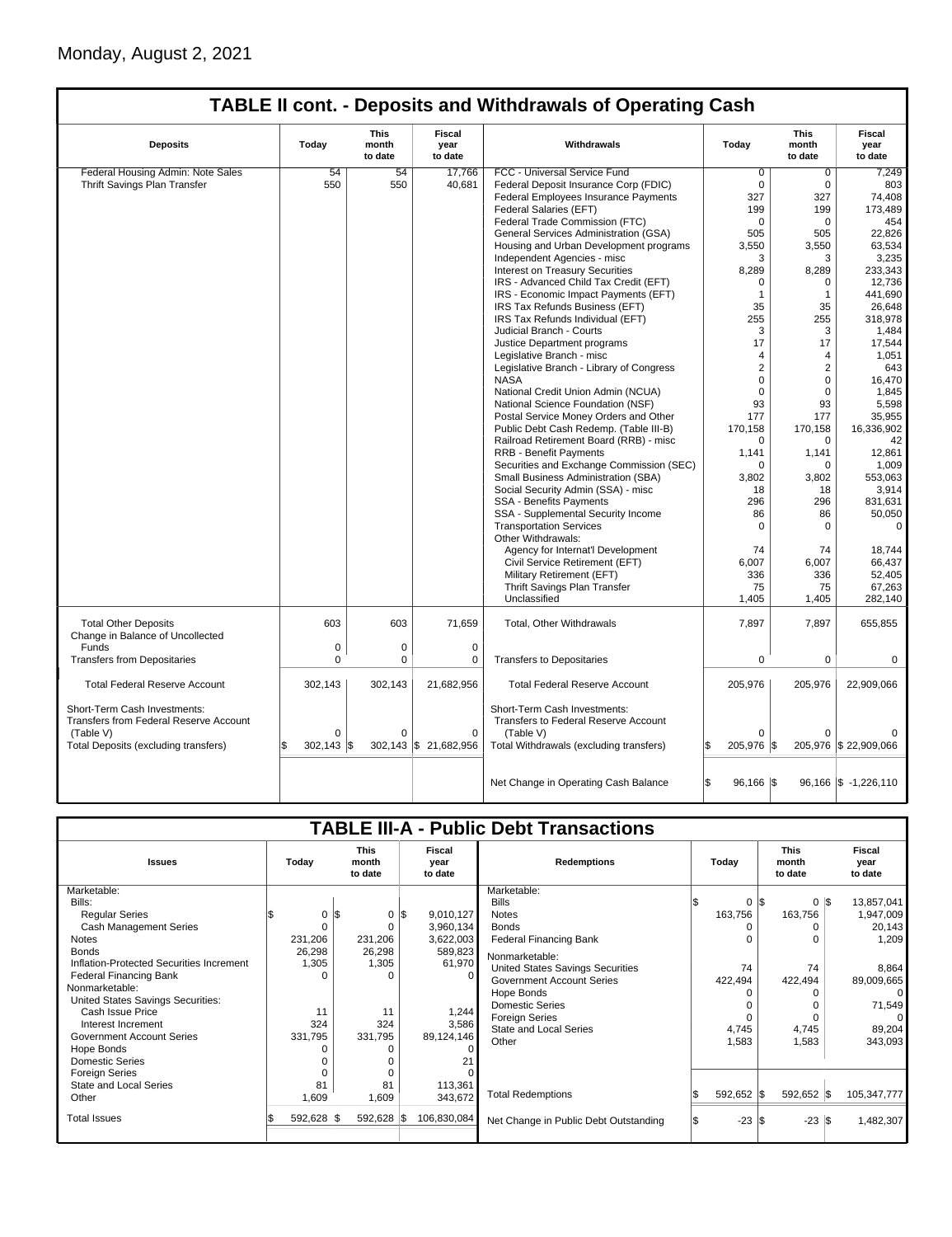Monday, August 2, 2021

## TABLE II cont. - Deposits and Withdrawals of Operating Cash

| Deposits | Today | This month to date | Fiscal year to date | Withdrawals | Today | This month to date | Fiscal year to date |
|---|---|---|---|---|---|---|---|
| Federal Housing Admin: Note Sales | 54 | 54 | 17,766 | FCC - Universal Service Fund | 0 | 0 | 7,249 |
| Thrift Savings Plan Transfer | 550 | 550 | 40,681 | Federal Deposit Insurance Corp (FDIC) | 0 | 0 | 803 |
| | | | | Federal Employees Insurance Payments | 327 | 327 | 74,408 |
| | | | | Federal Salaries (EFT) | 199 | 199 | 173,489 |
| | | | | Federal Trade Commission (FTC) | 0 | 0 | 454 |
| | | | | General Services Administration (GSA) | 505 | 505 | 22,826 |
| | | | | Housing and Urban Development programs | 3,550 | 3,550 | 63,534 |
| | | | | Independent Agencies - misc | 3 | 3 | 3,235 |
| | | | | Interest on Treasury Securities | 8,289 | 8,289 | 233,343 |
| | | | | IRS - Advanced Child Tax Credit (EFT) | 0 | 0 | 12,736 |
| | | | | IRS - Economic Impact Payments (EFT) | 1 | 1 | 441,690 |
| | | | | IRS Tax Refunds Business (EFT) | 35 | 35 | 26,648 |
| | | | | IRS Tax Refunds Individual (EFT) | 255 | 255 | 318,978 |
| | | | | Judicial Branch - Courts | 3 | 3 | 1,484 |
| | | | | Justice Department programs | 17 | 17 | 17,544 |
| | | | | Legislative Branch - misc | 4 | 4 | 1,051 |
| | | | | Legislative Branch - Library of Congress | 2 | 2 | 643 |
| | | | | NASA | 0 | 0 | 16,470 |
| | | | | National Credit Union Admin (NCUA) | 0 | 0 | 1,845 |
| | | | | National Science Foundation (NSF) | 93 | 93 | 5,598 |
| | | | | Postal Service Money Orders and Other | 177 | 177 | 35,955 |
| | | | | Public Debt Cash Redemp. (Table III-B) | 170,158 | 170,158 | 16,336,902 |
| | | | | Railroad Retirement Board (RRB) - misc | 0 | 0 | 42 |
| | | | | RRB - Benefit Payments | 1,141 | 1,141 | 12,861 |
| | | | | Securities and Exchange Commission (SEC) | 0 | 0 | 1,009 |
| | | | | Small Business Administration (SBA) | 3,802 | 3,802 | 553,063 |
| | | | | Social Security Admin (SSA) - misc | 18 | 18 | 3,914 |
| | | | | SSA - Benefits Payments | 296 | 296 | 831,631 |
| | | | | SSA - Supplemental Security Income | 86 | 86 | 50,050 |
| | | | | Transportation Services | 0 | 0 | 0 |
| | | | | Other Withdrawals: | | | |
| | | | | Agency for Internat'l Development | 74 | 74 | 18,744 |
| | | | | Civil Service Retirement (EFT) | 6,007 | 6,007 | 66,437 |
| | | | | Military Retirement (EFT) | 336 | 336 | 52,405 |
| | | | | Thrift Savings Plan Transfer | 75 | 75 | 67,263 |
| | | | | Unclassified | 1,405 | 1,405 | 282,140 |
| Total Other Deposits | 603 | 603 | 71,659 | Total, Other Withdrawals | 7,897 | 7,897 | 655,855 |
| Change in Balance of Uncollected Funds | 0 | 0 | 0 | | | | |
| Transfers from Depositaries | 0 | 0 | 0 | Transfers to Depositaries | 0 | 0 | 0 |
| Total Federal Reserve Account | 302,143 | 302,143 | 21,682,956 | Total Federal Reserve Account | 205,976 | 205,976 | 22,909,066 |
| Short-Term Cash Investments: Transfers from Federal Reserve Account (Table V) | 0 | 0 | 0 | Short-Term Cash Investments: Transfers to Federal Reserve Account (Table V) | 0 | 0 | 0 |
| Total Deposits (excluding transfers) | $ 302,143 | $ 302,143 | $ 21,682,956 | Total Withdrawals (excluding transfers) | $ 205,976 | $ 205,976 | $ 22,909,066 |
| | | | | Net Change in Operating Cash Balance | $ 96,166 | $ 96,166 | $ -1,226,110 |

## TABLE III-A - Public Debt Transactions

| Issues | Today | This month to date | Fiscal year to date | Redemptions | Today | This month to date | Fiscal year to date |
|---|---|---|---|---|---|---|---|
| Marketable: | | | | Marketable: | | | |
| Bills: | | | | Bills | $ 0 | $ 0 | $ 13,857,041 |
| Regular Series | $ 0 | $ 0 | $ 9,010,127 | Notes | 163,756 | 163,756 | 1,947,009 |
| Cash Management Series | 0 | 0 | 3,960,134 | Bonds | 0 | 0 | 20,143 |
| Notes | 231,206 | 231,206 | 3,622,003 | Federal Financing Bank | 0 | 0 | 1,209 |
| Bonds | 26,298 | 26,298 | 589,823 | Nonmarketable: | | | |
| Inflation-Protected Securities Increment | 1,305 | 1,305 | 61,970 | United States Savings Securities | 74 | 74 | 8,864 |
| Federal Financing Bank | 0 | 0 | 0 | Government Account Series | 422,494 | 422,494 | 89,009,665 |
| Nonmarketable: | | | | Hope Bonds | 0 | 0 | 0 |
| United States Savings Securities: | | | | Domestic Series | 0 | 0 | 71,549 |
| Cash Issue Price | 11 | 11 | 1,244 | Foreign Series | 0 | 0 | 0 |
| Interest Increment | 324 | 324 | 3,586 | State and Local Series | 4,745 | 4,745 | 89,204 |
| Government Account Series | 331,795 | 331,795 | 89,124,146 | Other | 1,583 | 1,583 | 343,093 |
| Hope Bonds | 0 | 0 | 0 | | | | |
| Domestic Series | 0 | 0 | 21 | | | | |
| Foreign Series | 0 | 0 | 0 | | | | |
| State and Local Series | 81 | 81 | 113,361 | | | | |
| Other | 1,609 | 1,609 | 343,672 | Total Redemptions | $ 592,652 | $ 592,652 | $ 105,347,777 |
| Total Issues | $ 592,628 | $ 592,628 | $ 106,830,084 | Net Change in Public Debt Outstanding | $ -23 | $ -23 | $ 1,482,307 |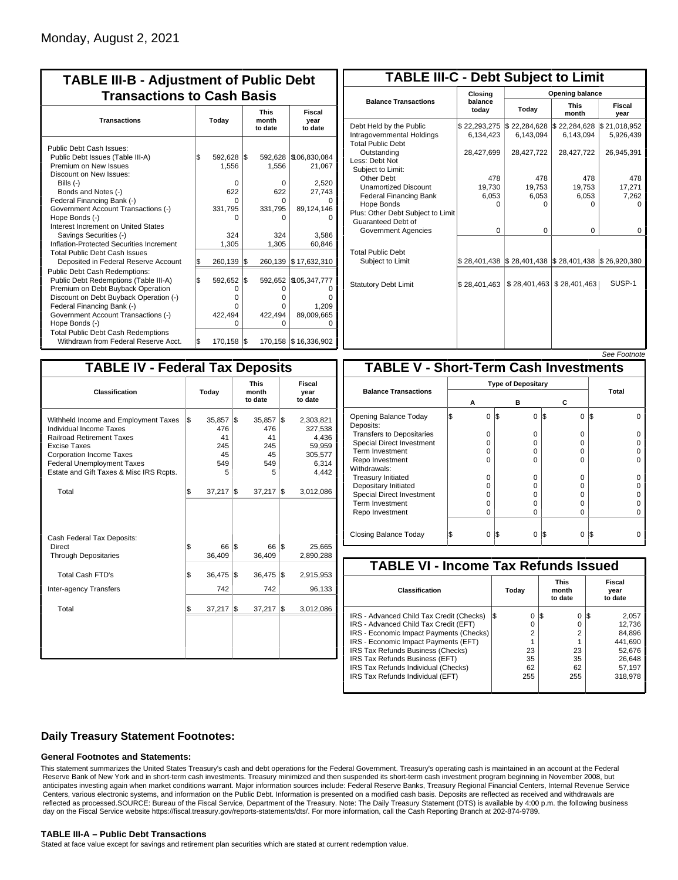Monday, August 2, 2021

## TABLE III-B - Adjustment of Public Debt Transactions to Cash Basis

| Transactions | Today | This month to date | Fiscal year to date |
|---|---|---|---|
| Public Debt Cash Issues: | | | |
| Public Debt Issues (Table III-A) | $ 592,628 | $ 592,628 | $ 106,830,084 |
| Premium on New Issues | 1,556 | 1,556 | 21,067 |
| Discount on New Issues: | | | |
| Bills (-) | 0 | 0 | 2,520 |
| Bonds and Notes (-) | 622 | 622 | 27,743 |
| Federal Financing Bank (-) | 0 | 0 | 0 |
| Government Account Transactions (-) | 331,795 | 331,795 | 89,124,146 |
| Hope Bonds (-) | 0 | 0 | 0 |
| Interest Increment on United States Savings Securities (-) | 324 | 324 | 3,586 |
| Inflation-Protected Securities Increment | 1,305 | 1,305 | 60,846 |
| Total Public Debt Cash Issues Deposited in Federal Reserve Account | $ 260,139 | $ 260,139 | $ 17,632,310 |
| Public Debt Cash Redemptions: | | | |
| Public Debt Redemptions (Table III-A) | $ 592,652 | $ 592,652 | $ 105,347,777 |
| Premium on Debt Buyback Operation | 0 | 0 | 0 |
| Discount on Debt Buyback Operation (-) | 0 | 0 | 0 |
| Federal Financing Bank (-) | 0 | 0 | 1,209 |
| Government Account Transactions (-) | 422,494 | 422,494 | 89,009,665 |
| Hope Bonds (-) | 0 | 0 | 0 |
| Total Public Debt Cash Redemptions Withdrawn from Federal Reserve Acct. | $ 170,158 | $ 170,158 | $ 16,336,902 |

## TABLE III-C - Debt Subject to Limit

| Balance Transactions | Closing balance today | Opening balance Today | Opening balance This month | Opening balance Fiscal year |
|---|---|---|---|---|
| Debt Held by the Public | $ 22,293,275 | $ 22,284,628 | $ 22,284,628 | $ 21,018,952 |
| Intragovernmental Holdings | 6,134,423 | 6,143,094 | 6,143,094 | 5,926,439 |
| Total Public Debt Outstanding | 28,427,699 | 28,427,722 | 28,427,722 | 26,945,391 |
| Less: Debt Not Subject to Limit: | | | | |
| Other Debt | 478 | 478 | 478 | 478 |
| Unamortized Discount | 19,730 | 19,753 | 19,753 | 17,271 |
| Federal Financing Bank | 6,053 | 6,053 | 6,053 | 7,262 |
| Hope Bonds | 0 | 0 | 0 | 0 |
| Plus: Other Debt Subject to Limit Guaranteed Debt of Government Agencies | 0 | 0 | 0 | 0 |
| Total Public Debt Subject to Limit | $ 28,401,438 | $ 28,401,438 | $ 28,401,438 | $ 26,920,380 |
| Statutory Debt Limit | $ 28,401,463 | $ 28,401,463 | $ 28,401,463 | SUSP-1 |

*See Footnote*

## TABLE IV - Federal Tax Deposits

| Classification | Today | This month to date | Fiscal year to date |
|---|---|---|---|
| Withheld Income and Employment Taxes | $ 35,857 | $ 35,857 | $ 2,303,821 |
| Individual Income Taxes | 476 | 476 | 327,538 |
| Railroad Retirement Taxes | 41 | 41 | 4,436 |
| Excise Taxes | 245 | 245 | 59,959 |
| Corporation Income Taxes | 45 | 45 | 305,577 |
| Federal Unemployment Taxes | 549 | 549 | 6,314 |
| Estate and Gift Taxes & Misc IRS Rcpts. | 5 | 5 | 4,442 |
| Total | $ 37,217 | $ 37,217 | $ 3,012,086 |
| Cash Federal Tax Deposits: | | | |
| Direct | $ 66 | $ 66 | $ 25,665 |
| Through Depositaries | 36,409 | 36,409 | 2,890,288 |
| Total Cash FTD's | $ 36,475 | $ 36,475 | $ 2,915,953 |
| Inter-agency Transfers | 742 | 742 | 96,133 |
| Total | $ 37,217 | $ 37,217 | $ 3,012,086 |

## TABLE V - Short-Term Cash Investments

| Balance Transactions | A | B | C | Total |
|---|---|---|---|---|
| Opening Balance Today | $ 0 | $ 0 | $ 0 | $ 0 |
| Deposits: | | | | |
| Transfers to Depositaries | 0 | 0 | 0 | 0 |
| Special Direct Investment | 0 | 0 | 0 | 0 |
| Term Investment | 0 | 0 | 0 | 0 |
| Repo Investment | 0 | 0 | 0 | 0 |
| Withdrawals: | | | | |
| Treasury Initiated | 0 | 0 | 0 | 0 |
| Depositary Initiated | 0 | 0 | 0 | 0 |
| Special Direct Investment | 0 | 0 | 0 | 0 |
| Term Investment | 0 | 0 | 0 | 0 |
| Repo Investment | 0 | 0 | 0 | 0 |
| Closing Balance Today | $ 0 | $ 0 | $ 0 | $ 0 |

## TABLE VI - Income Tax Refunds Issued

| Classification | Today | This month to date | Fiscal year to date |
|---|---|---|---|
| IRS - Advanced Child Tax Credit (Checks) | $ 0 | $ 0 | $ 2,057 |
| IRS - Advanced Child Tax Credit (EFT) | 0 | 0 | 12,736 |
| IRS - Economic Impact Payments (Checks) | 2 | 2 | 84,896 |
| IRS - Economic Impact Payments (EFT) | 1 | 1 | 441,690 |
| IRS Tax Refunds Business (Checks) | 23 | 23 | 52,676 |
| IRS Tax Refunds Business (EFT) | 35 | 35 | 26,648 |
| IRS Tax Refunds Individual (Checks) | 62 | 62 | 57,197 |
| IRS Tax Refunds Individual (EFT) | 255 | 255 | 318,978 |

## Daily Treasury Statement Footnotes:

### General Footnotes and Statements:

This statement summarizes the United States Treasury's cash and debt operations for the Federal Government. Treasury's operating cash is maintained in an account at the Federal Reserve Bank of New York and in short-term cash investments. Treasury minimized and then suspended its short-term cash investment program beginning in November 2008, but anticipates investing again when market conditions warrant. Major information sources include: Federal Reserve Banks, Treasury Regional Financial Centers, Internal Revenue Service Centers, various electronic systems, and information on the Public Debt. Information is presented on a modified cash basis. Deposits are reflected as received and withdrawals are reflected as processed.SOURCE: Bureau of the Fiscal Service, Department of the Treasury. Note: The Daily Treasury Statement (DTS) is available by 4:00 p.m. the following business day on the Fiscal Service website https://fiscal.treasury.gov/reports-statements/dts/. For more information, call the Cash Reporting Branch at 202-874-9789.

### TABLE III-A – Public Debt Transactions

Stated at face value except for savings and retirement plan securities which are stated at current redemption value.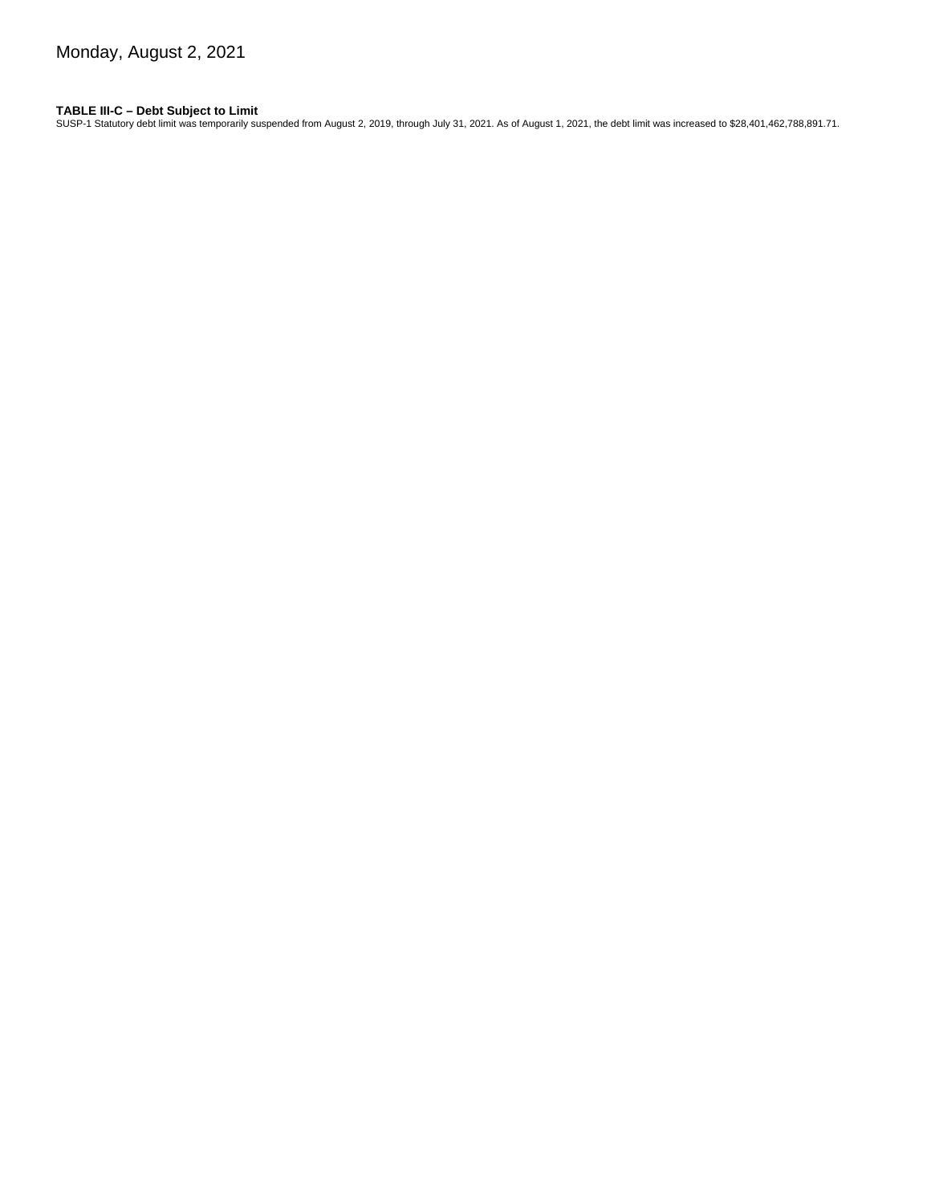Monday, August 2, 2021

**TABLE III-C – Debt Subject to Limit**

SUSP-1 Statutory debt limit was temporarily suspended from August 2, 2019, through July 31, 2021. As of August 1, 2021, the debt limit was increased to $28,401,462,788,891.71.